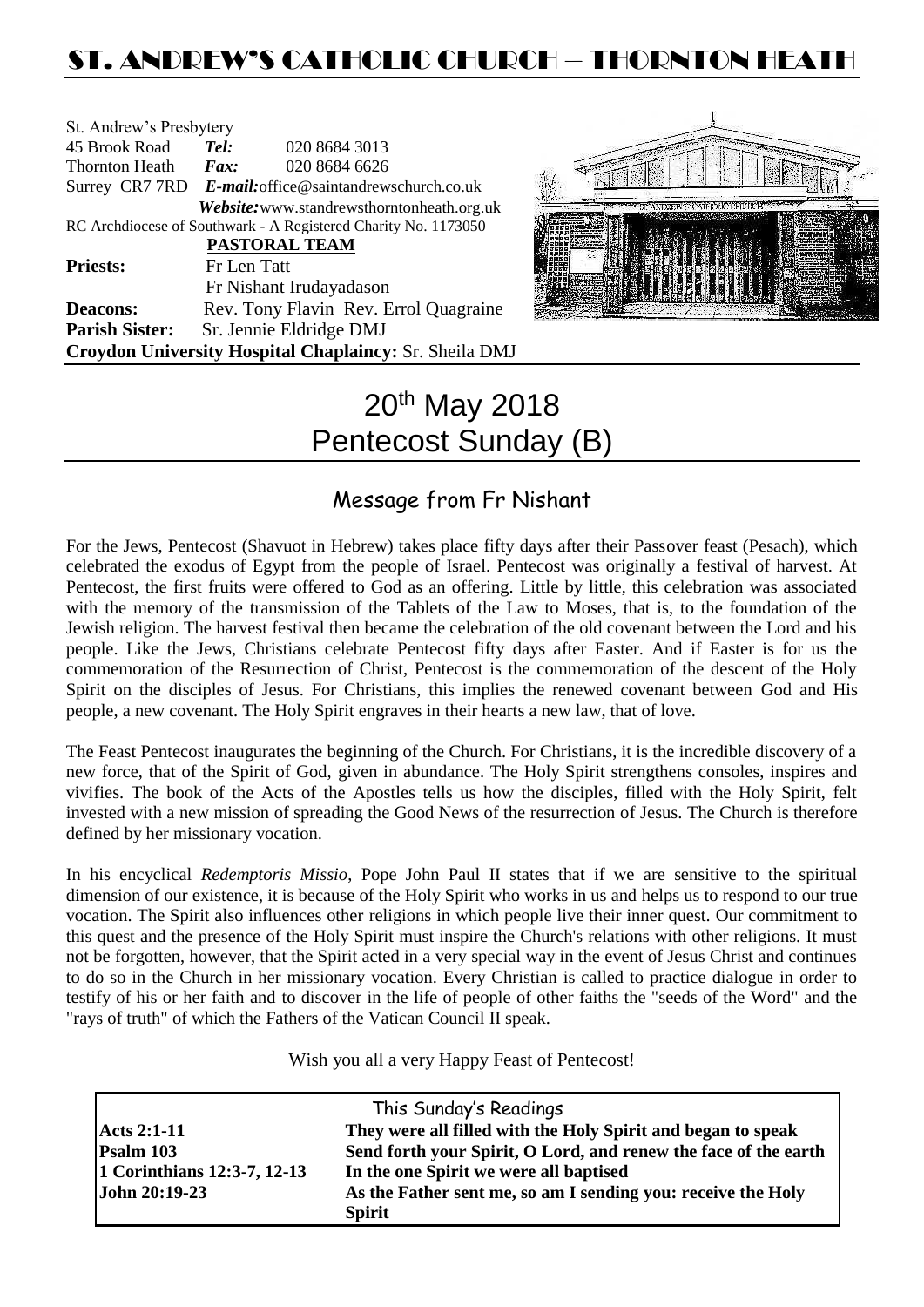# ST. ANDREW'S CATHOLIC CHURCH – THORNTON HEATH

St. Andrew's Presbytery
45 Brook Road *Tel:* 020 8684 3013
Thornton Heath *Fax:* 020 8684 6626
Surrey CR7 7RD *E-mail:* office@saintandrewschurch.co.uk
*Website:* www.standrewsthorntonheath.org.uk
RC Archdiocese of Southwark - A Registered Charity No. 1173050

**PASTORAL TEAM**

**Priests:** Fr Len Tatt
Fr Nishant Irudayadason
**Deacons:** Rev. Tony Flavin Rev. Errol Quagraine
**Parish Sister:** Sr. Jennie Eldridge DMJ
**Croydon University Hospital Chaplaincy:** Sr. Sheila DMJ

# 20th May 2018
# Pentecost Sunday (B)

## Message from Fr Nishant

For the Jews, Pentecost (Shavuot in Hebrew) takes place fifty days after their Passover feast (Pesach), which celebrated the exodus of Egypt from the people of Israel. Pentecost was originally a festival of harvest. At Pentecost, the first fruits were offered to God as an offering. Little by little, this celebration was associated with the memory of the transmission of the Tablets of the Law to Moses, that is, to the foundation of the Jewish religion. The harvest festival then became the celebration of the old covenant between the Lord and his people. Like the Jews, Christians celebrate Pentecost fifty days after Easter. And if Easter is for us the commemoration of the Resurrection of Christ, Pentecost is the commemoration of the descent of the Holy Spirit on the disciples of Jesus. For Christians, this implies the renewed covenant between God and His people, a new covenant. The Holy Spirit engraves in their hearts a new law, that of love.

The Feast Pentecost inaugurates the beginning of the Church. For Christians, it is the incredible discovery of a new force, that of the Spirit of God, given in abundance. The Holy Spirit strengthens consoles, inspires and vivifies. The book of the Acts of the Apostles tells us how the disciples, filled with the Holy Spirit, felt invested with a new mission of spreading the Good News of the resurrection of Jesus. The Church is therefore defined by her missionary vocation.

In his encyclical *Redemptoris Missio*, Pope John Paul II states that if we are sensitive to the spiritual dimension of our existence, it is because of the Holy Spirit who works in us and helps us to respond to our true vocation. The Spirit also influences other religions in which people live their inner quest. Our commitment to this quest and the presence of the Holy Spirit must inspire the Church's relations with other religions. It must not be forgotten, however, that the Spirit acted in a very special way in the event of Jesus Christ and continues to do so in the Church in her missionary vocation. Every Christian is called to practice dialogue in order to testify of his or her faith and to discover in the life of people of other faiths the "seeds of the Word" and the "rays of truth" of which the Fathers of the Vatican Council II speak.

Wish you all a very Happy Feast of Pentecost!

## This Sunday's Readings

| | |
|---|---|
| **Acts 2:1-11** | **They were all filled with the Holy Spirit and began to speak** |
| **Psalm 103** | **Send forth your Spirit, O Lord, and renew the face of the earth** |
| **1 Corinthians 12:3-7, 12-13** | **In the one Spirit we were all baptised** |
| **John 20:19-23** | **As the Father sent me, so am I sending you: receive the Holy Spirit** |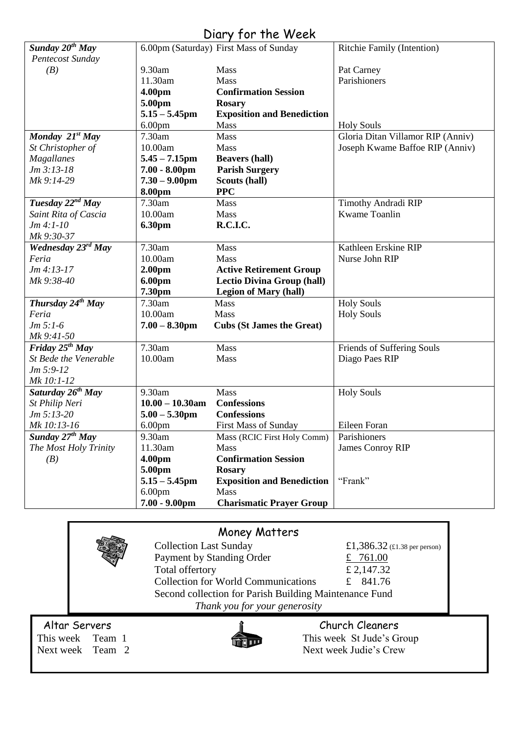# Diary for the Week

| | | | |
|---|---|---|---|
| ***Sunday 20th May*** | 6.00pm (Saturday) | First Mass of Sunday | Ritchie Family (Intention) |
| *Pentecost Sunday* | | | |
| *(B)* | 9.30am | Mass | Pat Carney |
| | 11.30am | Mass | Parishioners |
| | **4.00pm** | **Confirmation Session** | |
| | **5.00pm** | **Rosary** | |
| | **5.15 – 5.45pm** | **Exposition and Benediction** | |
| | 6.00pm | Mass | Holy Souls |
| ***Monday 21st May*** | 7.30am | Mass | Gloria Ditan Villamor RIP (Anniv) |
| *St Christopher of* | 10.00am | Mass | Joseph Kwame Baffoe RIP (Anniv) |
| *Magallanes* | **5.45 – 7.15pm** | **Beavers (hall)** | |
| *Jm 3:13-18* | **7.00 - 8.00pm** | **Parish Surgery** | |
| *Mk 9:14-29* | **7.30 – 9.00pm** | **Scouts (hall)** | |
| | **8.00pm** | **PPC** | |
| ***Tuesday 22nd May*** | 7.30am | Mass | Timothy Andradi RIP |
| *Saint Rita of Cascia* | 10.00am | Mass | Kwame Toanlin |
| *Jm 4:1-10* | **6.30pm** | **R.C.I.C.** | |
| *Mk 9:30-37* | | | |
| ***Wednesday 23rd May*** | 7.30am | Mass | Kathleen Erskine RIP |
| *Feria* | 10.00am | Mass | Nurse John RIP |
| *Jm 4:13-17* | **2.00pm** | **Active Retirement Group** | |
| *Mk 9:38-40* | **6.00pm** | **Lectio Divina Group (hall)** | |
| | **7.30pm** | **Legion of Mary (hall)** | |
| ***Thursday 24th May*** | 7.30am | Mass | Holy Souls |
| *Feria* | 10.00am | Mass | Holy Souls |
| *Jm 5:1-6* | **7.00 – 8.30pm** | **Cubs (St James the Great)** | |
| *Mk 9:41-50* | | | |
| ***Friday 25th May*** | 7.30am | Mass | Friends of Suffering Souls |
| *St Bede the Venerable* | 10.00am | Mass | Diago Paes RIP |
| *Jm 5:9-12* | | | |
| *Mk 10:1-12* | | | |
| ***Saturday 26th May*** | 9.30am | Mass | Holy Souls |
| *St Philip Neri* | **10.00 – 10.30am** | **Confessions** | |
| *Jm 5:13-20* | **5.00 – 5.30pm** | **Confessions** | |
| *Mk 10:13-16* | 6.00pm | First Mass of Sunday | Eileen Foran |
| ***Sunday 27th May*** | 9.30am | Mass (RCIC First Holy Comm) | Parishioners |
| *The Most Holy Trinity* | 11.30am | Mass | James Conroy RIP |
| *(B)* | **4.00pm** | **Confirmation Session** | |
| | **5.00pm** | **Rosary** | |
| | **5.15 – 5.45pm** | **Exposition and Benediction** | "Frank" |
| | 6.00pm | Mass | |
| | **7.00 - 9.00pm** | **Charismatic Prayer Group** | |

## Money Matters

| | |
|---|---|
| Collection Last Sunday | £1,386.32 (£1.38 per person) |
| Payment by Standing Order | £ 761.00 |
| Total offertory | £ 2,147.32 |
| Collection for World Communications | £ 841.76 |

Second collection for Parish Building Maintenance Fund

*Thank you for your generosity*

## Altar Servers

This week Team 1
Next week Team 2

## Church Cleaners

This week St Jude's Group
Next week Judie's Crew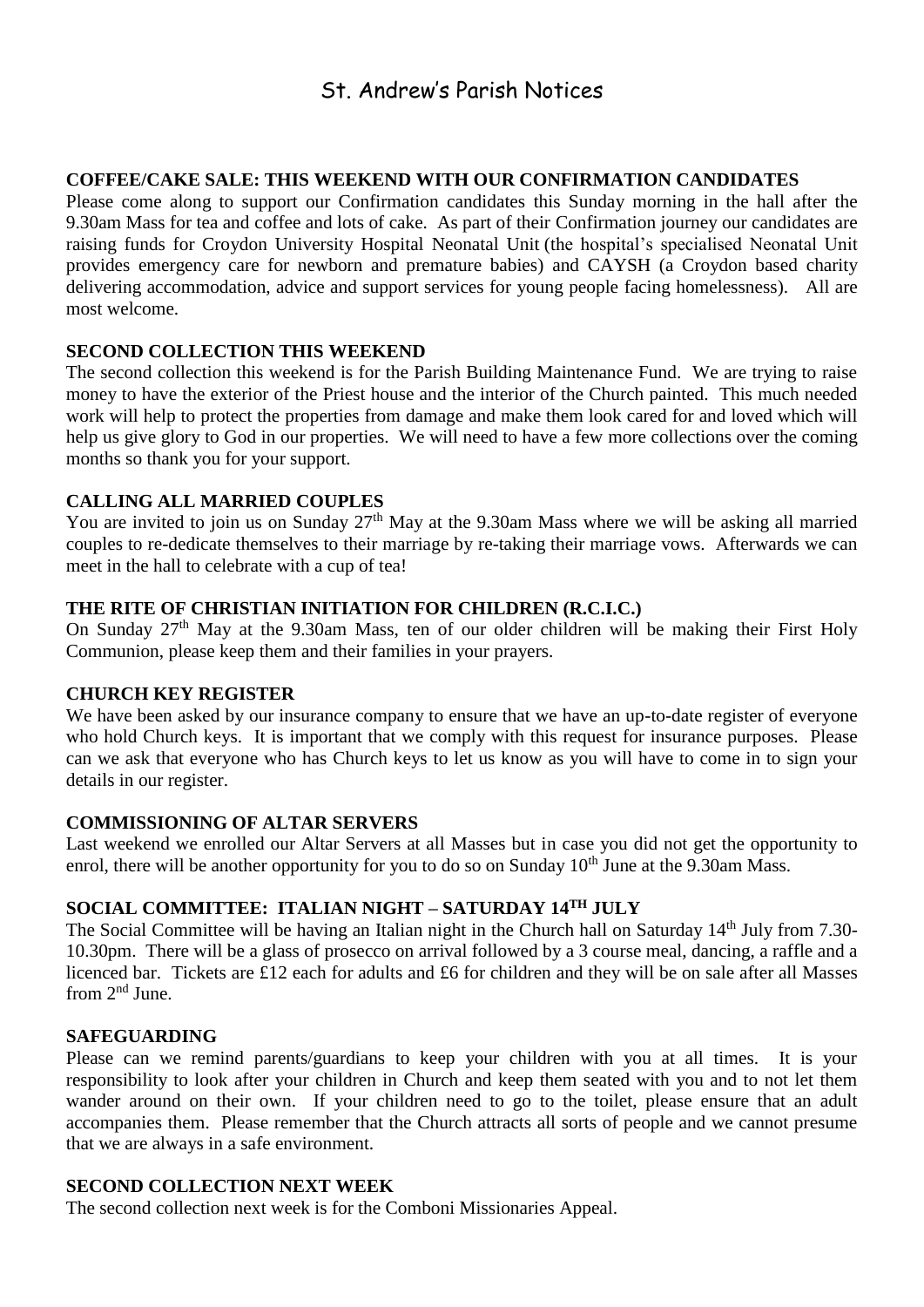# St. Andrew's Parish Notices

### COFFEE/CAKE SALE: THIS WEEKEND WITH OUR CONFIRMATION CANDIDATES

Please come along to support our Confirmation candidates this Sunday morning in the hall after the 9.30am Mass for tea and coffee and lots of cake. As part of their Confirmation journey our candidates are raising funds for Croydon University Hospital Neonatal Unit (the hospital's specialised Neonatal Unit provides emergency care for newborn and premature babies) and CAYSH (a Croydon based charity delivering accommodation, advice and support services for young people facing homelessness). All are most welcome.

### SECOND COLLECTION THIS WEEKEND

The second collection this weekend is for the Parish Building Maintenance Fund. We are trying to raise money to have the exterior of the Priest house and the interior of the Church painted. This much needed work will help to protect the properties from damage and make them look cared for and loved which will help us give glory to God in our properties. We will need to have a few more collections over the coming months so thank you for your support.

### CALLING ALL MARRIED COUPLES

You are invited to join us on Sunday 27th May at the 9.30am Mass where we will be asking all married couples to re-dedicate themselves to their marriage by re-taking their marriage vows. Afterwards we can meet in the hall to celebrate with a cup of tea!

### THE RITE OF CHRISTIAN INITIATION FOR CHILDREN (R.C.I.C.)

On Sunday 27th May at the 9.30am Mass, ten of our older children will be making their First Holy Communion, please keep them and their families in your prayers.

### CHURCH KEY REGISTER

We have been asked by our insurance company to ensure that we have an up-to-date register of everyone who hold Church keys. It is important that we comply with this request for insurance purposes. Please can we ask that everyone who has Church keys to let us know as you will have to come in to sign your details in our register.

### COMMISSIONING OF ALTAR SERVERS

Last weekend we enrolled our Altar Servers at all Masses but in case you did not get the opportunity to enrol, there will be another opportunity for you to do so on Sunday 10th June at the 9.30am Mass.

### SOCIAL COMMITTEE: ITALIAN NIGHT – SATURDAY 14TH JULY

The Social Committee will be having an Italian night in the Church hall on Saturday 14th July from 7.30-10.30pm. There will be a glass of prosecco on arrival followed by a 3 course meal, dancing, a raffle and a licenced bar. Tickets are £12 each for adults and £6 for children and they will be on sale after all Masses from 2nd June.

### SAFEGUARDING

Please can we remind parents/guardians to keep your children with you at all times. It is your responsibility to look after your children in Church and keep them seated with you and to not let them wander around on their own. If your children need to go to the toilet, please ensure that an adult accompanies them. Please remember that the Church attracts all sorts of people and we cannot presume that we are always in a safe environment.

### SECOND COLLECTION NEXT WEEK

The second collection next week is for the Comboni Missionaries Appeal.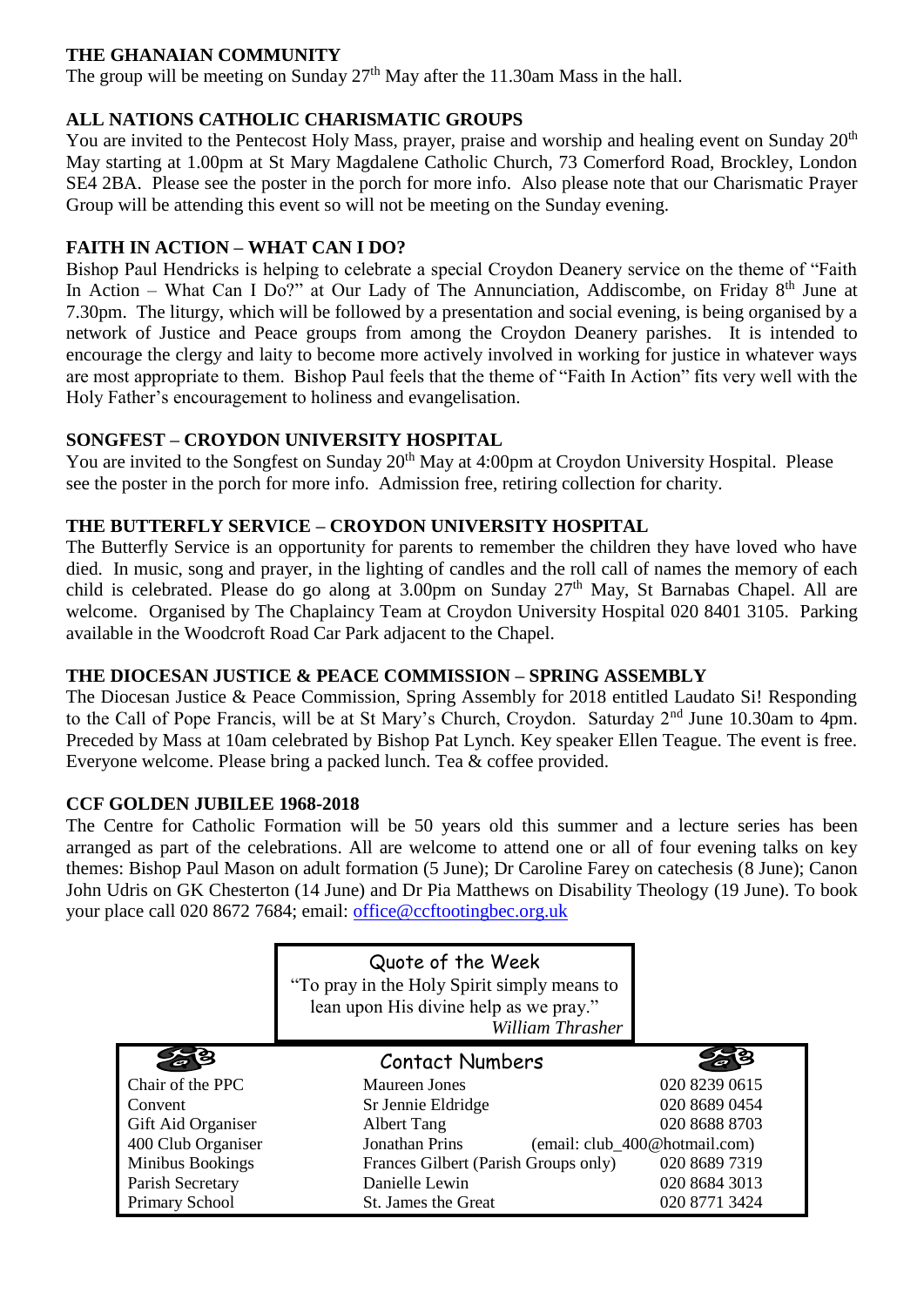### THE GHANAIAN COMMUNITY

The group will be meeting on Sunday 27th May after the 11.30am Mass in the hall.

### ALL NATIONS CATHOLIC CHARISMATIC GROUPS

You are invited to the Pentecost Holy Mass, prayer, praise and worship and healing event on Sunday 20th May starting at 1.00pm at St Mary Magdalene Catholic Church, 73 Comerford Road, Brockley, London SE4 2BA. Please see the poster in the porch for more info. Also please note that our Charismatic Prayer Group will be attending this event so will not be meeting on the Sunday evening.

### FAITH IN ACTION – WHAT CAN I DO?

Bishop Paul Hendricks is helping to celebrate a special Croydon Deanery service on the theme of "Faith In Action – What Can I Do?" at Our Lady of The Annunciation, Addiscombe, on Friday 8th June at 7.30pm. The liturgy, which will be followed by a presentation and social evening, is being organised by a network of Justice and Peace groups from among the Croydon Deanery parishes. It is intended to encourage the clergy and laity to become more actively involved in working for justice in whatever ways are most appropriate to them. Bishop Paul feels that the theme of "Faith In Action" fits very well with the Holy Father's encouragement to holiness and evangelisation.

### SONGFEST – CROYDON UNIVERSITY HOSPITAL

You are invited to the Songfest on Sunday 20th May at 4:00pm at Croydon University Hospital. Please see the poster in the porch for more info. Admission free, retiring collection for charity.

### THE BUTTERFLY SERVICE – CROYDON UNIVERSITY HOSPITAL

The Butterfly Service is an opportunity for parents to remember the children they have loved who have died. In music, song and prayer, in the lighting of candles and the roll call of names the memory of each child is celebrated. Please do go along at 3.00pm on Sunday 27th May, St Barnabas Chapel. All are welcome. Organised by The Chaplaincy Team at Croydon University Hospital 020 8401 3105. Parking available in the Woodcroft Road Car Park adjacent to the Chapel.

### THE DIOCESAN JUSTICE & PEACE COMMISSION – SPRING ASSEMBLY

The Diocesan Justice & Peace Commission, Spring Assembly for 2018 entitled Laudato Si! Responding to the Call of Pope Francis, will be at St Mary's Church, Croydon. Saturday 2nd June 10.30am to 4pm. Preceded by Mass at 10am celebrated by Bishop Pat Lynch. Key speaker Ellen Teague. The event is free. Everyone welcome. Please bring a packed lunch. Tea & coffee provided.

### CCF GOLDEN JUBILEE 1968-2018

The Centre for Catholic Formation will be 50 years old this summer and a lecture series has been arranged as part of the celebrations. All are welcome to attend one or all of four evening talks on key themes: Bishop Paul Mason on adult formation (5 June); Dr Caroline Farey on catechesis (8 June); Canon John Udris on GK Chesterton (14 June) and Dr Pia Matthews on Disability Theology (19 June). To book your place call 020 8672 7684; email: office@ccftootingbec.org.uk

Quote of the Week

"To pray in the Holy Spirit simply means to lean upon His divine help as we pray."
*William Thrasher*

Contact Numbers

| | | |
|---|---|---|
| Chair of the PPC | Maureen Jones | 020 8239 0615 |
| Convent | Sr Jennie Eldridge | 020 8689 0454 |
| Gift Aid Organiser | Albert Tang | 020 8688 8703 |
| 400 Club Organiser | Jonathan Prins | (email: club_400@hotmail.com) |
| Minibus Bookings | Frances Gilbert (Parish Groups only) | 020 8689 7319 |
| Parish Secretary | Danielle Lewin | 020 8684 3013 |
| Primary School | St. James the Great | 020 8771 3424 |